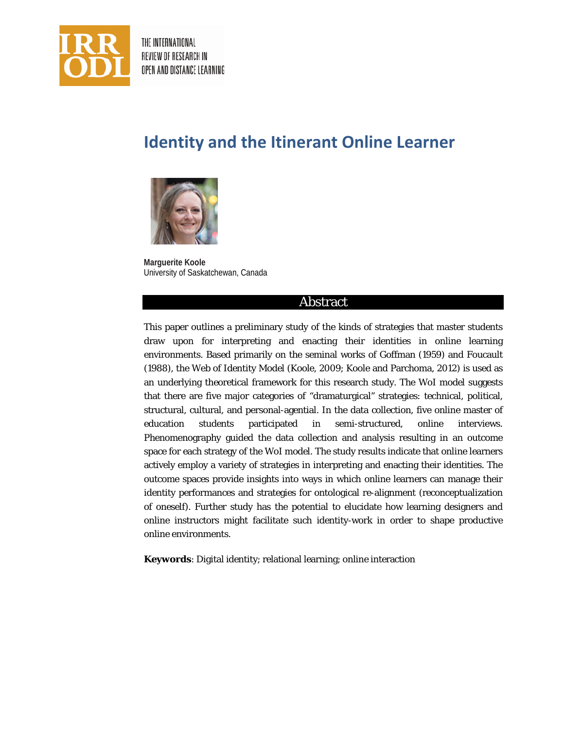# Identity and the Itinerant Online Learner

**Marguerite Koole**
University of Saskatchewan, Canada

## Abstract

This paper outlines a preliminary study of the kinds of strategies that master students draw upon for interpreting and enacting their identities in online learning environments. Based primarily on the seminal works of Goffman (1959) and Foucault (1988), the Web of Identity Model (Koole, 2009; Koole and Parchoma, 2012) is used as an underlying theoretical framework for this research study. The WoI model suggests that there are five major categories of "dramaturgical" strategies: technical, political, structural, cultural, and personal-agential. In the data collection, five online master of education students participated in semi-structured, online interviews. Phenomenography guided the data collection and analysis resulting in an outcome space for each strategy of the WoI model. The study results indicate that online learners actively employ a variety of strategies in interpreting and enacting their identities. The outcome spaces provide insights into ways in which online learners can manage their identity performances and strategies for ontological re-alignment (reconceptualization of oneself). Further study has the potential to elucidate how learning designers and online instructors might facilitate such identity-work in order to shape productive online environments.

**Keywords**: Digital identity; relational learning; online interaction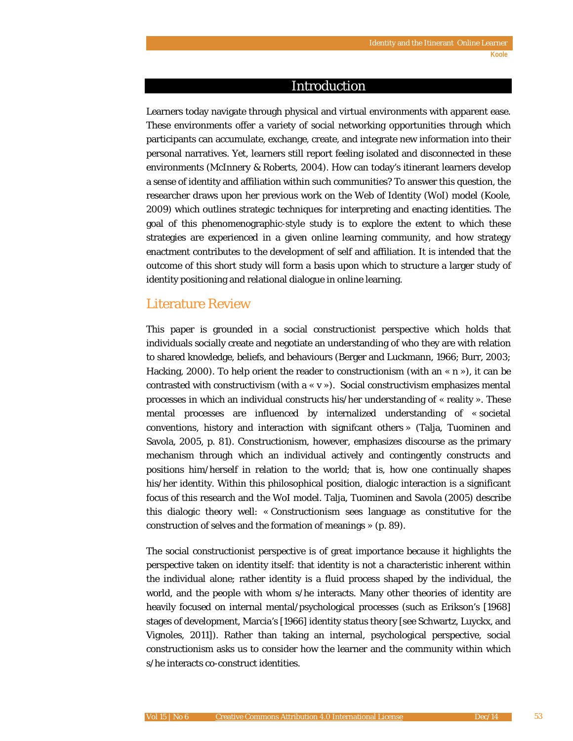# Introduction

Learners today navigate through physical and virtual environments with apparent ease. These environments offer a variety of social networking opportunities through which participants can accumulate, exchange, create, and integrate new information into their personal narratives. Yet, learners still report feeling isolated and disconnected in these environments (McInnery & Roberts, 2004). How can today's itinerant learners develop a sense of identity and affiliation within such communities? To answer this question, the researcher draws upon her previous work on the Web of Identity (WoI) model (Koole, 2009) which outlines strategic techniques for interpreting and enacting identities. The goal of this phenomenographic-style study is to explore the extent to which these strategies are experienced in a given online learning community, and how strategy enactment contributes to the development of self and affiliation. It is intended that the outcome of this short study will form a basis upon which to structure a larger study of identity positioning and relational dialogue in online learning.

## Literature Review

This paper is grounded in a social constructionist perspective which holds that individuals socially create and negotiate an understanding of who they are with relation to shared knowledge, beliefs, and behaviours (Berger and Luckmann, 1966; Burr, 2003; Hacking, 2000). To help orient the reader to constructionism (with an « n »), it can be contrasted with constructivism (with a « v »). Social constructivism emphasizes mental processes in which an individual constructs his/her understanding of « reality ». These mental processes are influenced by internalized understanding of « societal conventions, history and interaction with signifcant others » (Talja, Tuominen and Savola, 2005, p. 81). Constructionism, however, emphasizes discourse as the primary mechanism through which an individual actively and contingently constructs and positions him/herself in relation to the world; that is, how one continually shapes his/her identity. Within this philosophical position, dialogic interaction is a significant focus of this research and the WoI model. Talja, Tuominen and Savola (2005) describe this dialogic theory well: « Constructionism sees language as constitutive for the construction of selves and the formation of meanings » (p. 89).

The social constructionist perspective is of great importance because it highlights the perspective taken on identity itself: that identity is not a characteristic inherent within the individual alone; rather identity is a fluid process shaped by the individual, the world, and the people with whom s/he interacts. Many other theories of identity are heavily focused on internal mental/psychological processes (such as Erikson's [1968] stages of development, Marcia's [1966] identity status theory [see Schwartz, Luyckx, and Vignoles, 2011]). Rather than taking an internal, psychological perspective, social constructionism asks us to consider how the learner and the community within which s/he interacts co-construct identities.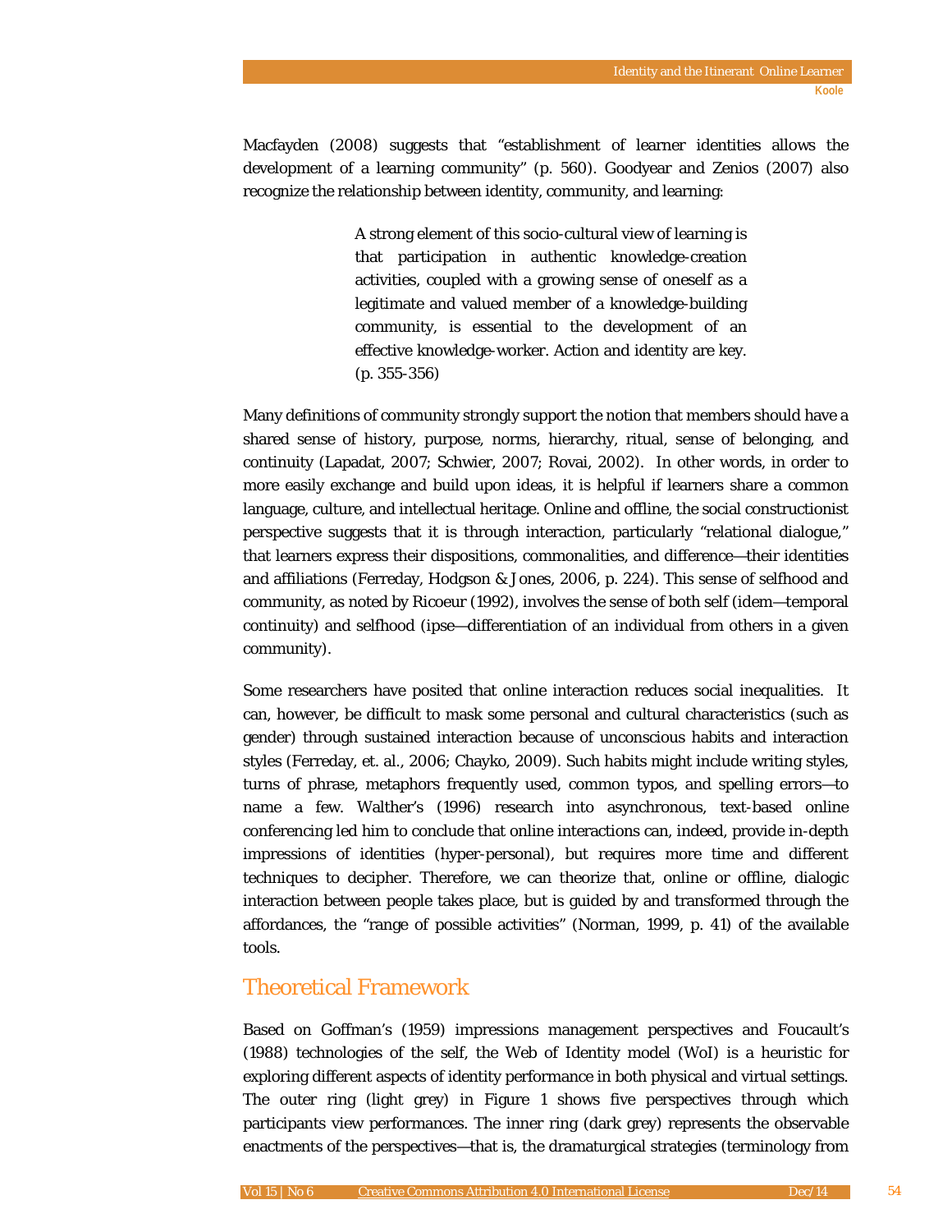Macfayden (2008) suggests that "establishment of learner identities allows the development of a learning community" (p. 560). Goodyear and Zenios (2007) also recognize the relationship between identity, community, and learning:

> A strong element of this socio-cultural view of learning is that participation in authentic knowledge-creation activities, coupled with a growing sense of oneself as a legitimate and valued member of a knowledge-building community, is essential to the development of an effective knowledge-worker. Action and identity are key. (p. 355-356)

Many definitions of community strongly support the notion that members should have a shared sense of history, purpose, norms, hierarchy, ritual, sense of belonging, and continuity (Lapadat, 2007; Schwier, 2007; Rovai, 2002). In other words, in order to more easily exchange and build upon ideas, it is helpful if learners share a common language, culture, and intellectual heritage. Online and offline, the social constructionist perspective suggests that it is through interaction, particularly "relational dialogue," that learners express their dispositions, commonalities, and difference—their identities and affiliations (Ferreday, Hodgson & Jones, 2006, p. 224). This sense of selfhood and community, as noted by Ricoeur (1992), involves the sense of both self (idem—temporal continuity) and selfhood (ipse—differentiation of an individual from others in a given community).

Some researchers have posited that online interaction reduces social inequalities. It can, however, be difficult to mask some personal and cultural characteristics (such as gender) through sustained interaction because of unconscious habits and interaction styles (Ferreday, et. al., 2006; Chayko, 2009). Such habits might include writing styles, turns of phrase, metaphors frequently used, common typos, and spelling errors—to name a few. Walther's (1996) research into asynchronous, text-based online conferencing led him to conclude that online interactions can, indeed, provide in-depth impressions of identities (hyper-personal), but requires more time and different techniques to decipher. Therefore, we can theorize that, online or offline, dialogic interaction between people takes place, but is guided by and transformed through the affordances, the "range of possible activities" (Norman, 1999, p. 41) of the available tools.

## Theoretical Framework

Based on Goffman's (1959) impressions management perspectives and Foucault's (1988) technologies of the self, the Web of Identity model (WoI) is a heuristic for exploring different aspects of identity performance in both physical and virtual settings. The outer ring (light grey) in Figure 1 shows five perspectives through which participants view performances. The inner ring (dark grey) represents the observable enactments of the perspectives—that is, the dramaturgical strategies (terminology from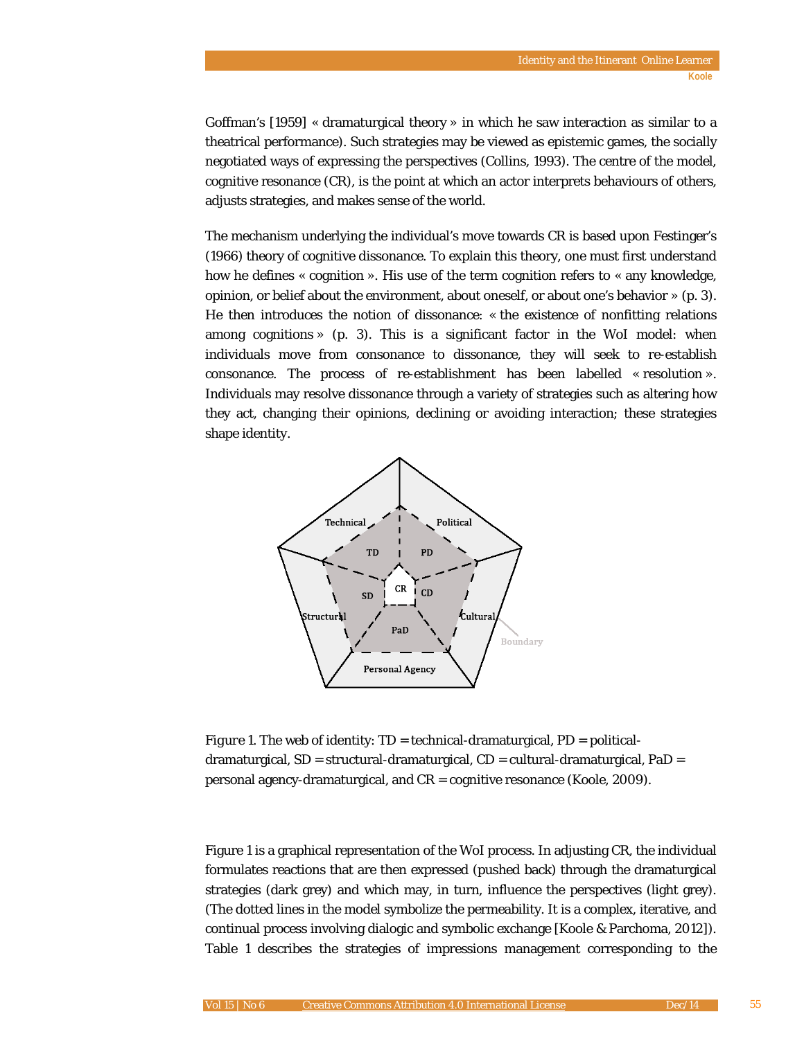Goffman's [1959] « dramaturgical theory » in which he saw interaction as similar to a theatrical performance). Such strategies may be viewed as epistemic games, the socially negotiated ways of expressing the perspectives (Collins, 1993). The centre of the model, cognitive resonance (CR), is the point at which an actor interprets behaviours of others, adjusts strategies, and makes sense of the world.

The mechanism underlying the individual's move towards CR is based upon Festinger's (1966) theory of cognitive dissonance. To explain this theory, one must first understand how he defines « cognition ». His use of the term cognition refers to « any knowledge, opinion, or belief about the environment, about oneself, or about one's behavior » (p. 3). He then introduces the notion of dissonance: « the existence of nonfitting relations among cognitions » (p. 3). This is a significant factor in the WoI model: when individuals move from consonance to dissonance, they will seek to re-establish consonance. The process of re-establishment has been labelled « resolution ». Individuals may resolve dissonance through a variety of strategies such as altering how they act, changing their opinions, declining or avoiding interaction; these strategies shape identity.

*Figure 1*. The web of identity: TD = technical-dramaturgical, PD = political-dramaturgical, SD = structural-dramaturgical, CD = cultural-dramaturgical, PaD = personal agency-dramaturgical, and CR = cognitive resonance (Koole, 2009).

Figure 1 is a graphical representation of the WoI process. In adjusting CR, the individual formulates reactions that are then expressed (pushed back) through the dramaturgical strategies (dark grey) and which may, in turn, influence the perspectives (light grey). (The dotted lines in the model symbolize the permeability. It is a complex, iterative, and continual process involving dialogic and symbolic exchange [Koole & Parchoma, 2012]). Table 1 describes the strategies of impressions management corresponding to the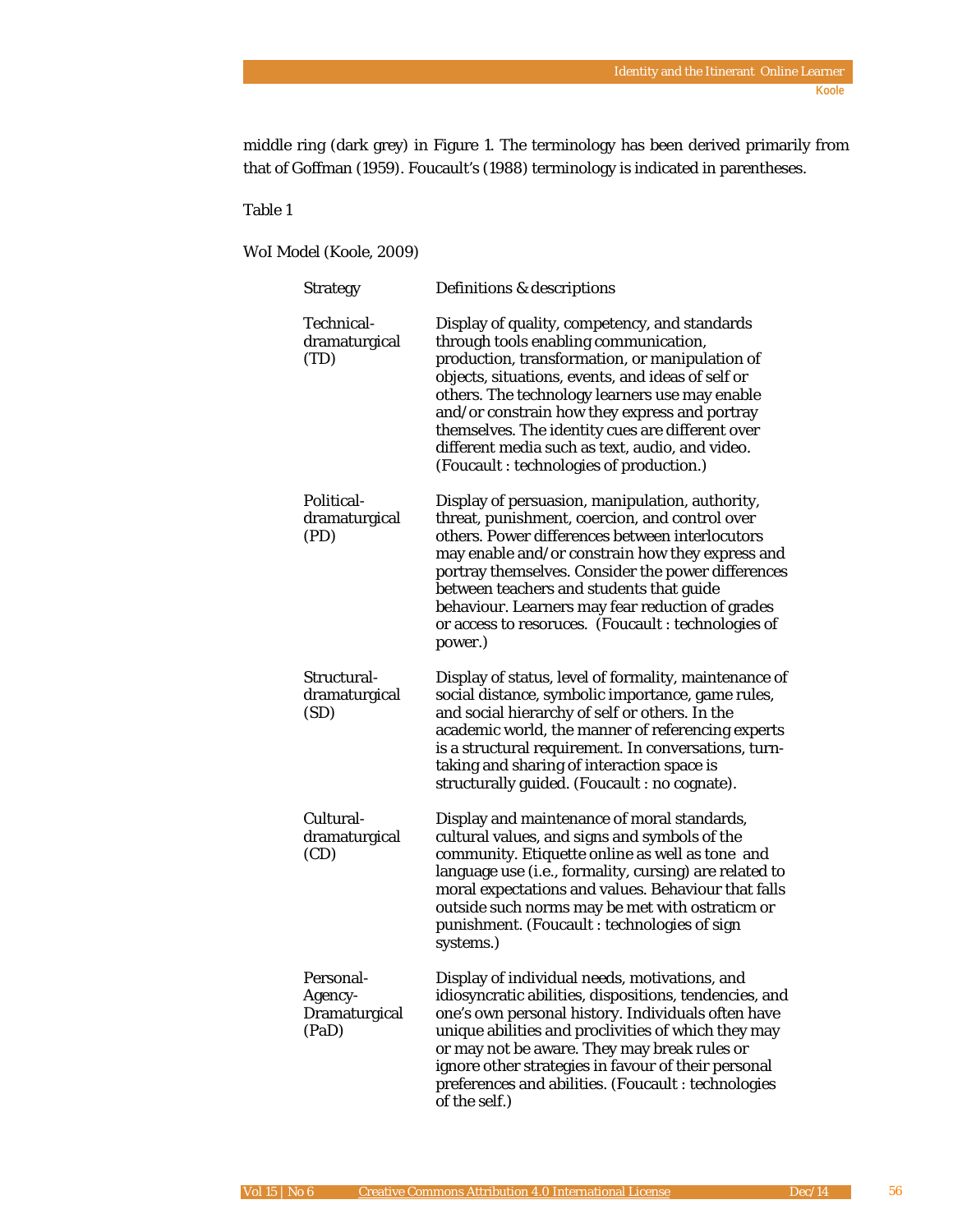middle ring (dark grey) in Figure 1. The terminology has been derived primarily from that of Goffman (1959). Foucault's (1988) terminology is indicated in parentheses.

Table 1

WoI Model (Koole, 2009)

| Strategy | Definitions & descriptions |
|---|---|
| Technical-dramaturgical (TD) | Display of quality, competency, and standards through tools enabling communication, production, transformation, or manipulation of objects, situations, events, and ideas of self or others. The technology learners use may enable and/or constrain how they express and portray themselves. The identity cues are different over different media such as text, audio, and video. (Foucault : technologies of production.) |
| Political-dramaturgical (PD) | Display of persuasion, manipulation, authority, threat, punishment, coercion, and control over others. Power differences between interlocutors may enable and/or constrain how they express and portray themselves. Consider the power differences between teachers and students that guide behaviour. Learners may fear reduction of grades or access to resoruces. (Foucault : technologies of power.) |
| Structural-dramaturgical (SD) | Display of status, level of formality, maintenance of social distance, symbolic importance, game rules, and social hierarchy of self or others. In the academic world, the manner of referencing experts is a structural requirement. In conversations, turn-taking and sharing of interaction space is structurally guided. (Foucault : no cognate). |
| Cultural-dramaturgical (CD) | Display and maintenance of moral standards, cultural values, and signs and symbols of the community. Etiquette online as well as tone and language use (i.e., formality, cursing) are related to moral expectations and values. Behaviour that falls outside such norms may be met with ostraticm or punishment. (Foucault : technologies of sign systems.) |
| Personal-Agency-Dramaturgical (PaD) | Display of individual needs, motivations, and idiosyncratic abilities, dispositions, tendencies, and one's own personal history. Individuals often have unique abilities and proclivities of which they may or may not be aware. They may break rules or ignore other strategies in favour of their personal preferences and abilities. (Foucault : technologies of the self.) |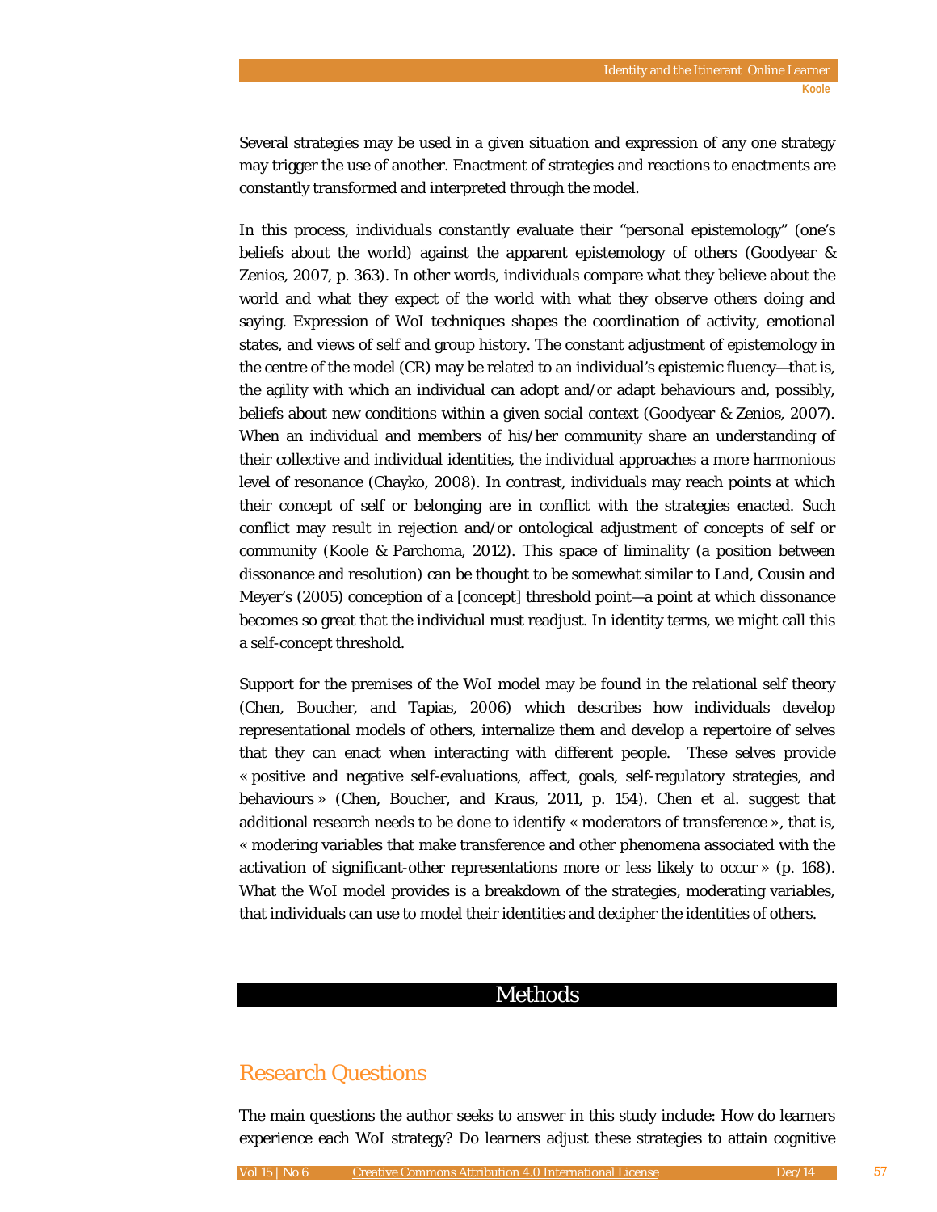Several strategies may be used in a given situation and expression of any one strategy may trigger the use of another. Enactment of strategies and reactions to enactments are constantly transformed and interpreted through the model.

In this process, individuals constantly evaluate their "personal epistemology" (one's beliefs about the world) against the apparent epistemology of others (Goodyear & Zenios, 2007, p. 363). In other words, individuals compare what they believe about the world and what they expect of the world with what they observe others doing and saying. Expression of WoI techniques shapes the coordination of activity, emotional states, and views of self and group history. The constant adjustment of epistemology in the centre of the model (CR) may be related to an individual's epistemic fluency—that is, the agility with which an individual can adopt and/or adapt behaviours and, possibly, beliefs about new conditions within a given social context (Goodyear & Zenios, 2007). When an individual and members of his/her community share an understanding of their collective and individual identities, the individual approaches a more harmonious level of resonance (Chayko, 2008). In contrast, individuals may reach points at which their concept of self or belonging are in conflict with the strategies enacted. Such conflict may result in rejection and/or ontological adjustment of concepts of self or community (Koole & Parchoma, 2012). This space of liminality (a position between dissonance and resolution) can be thought to be somewhat similar to Land, Cousin and Meyer's (2005) conception of a [concept] threshold point—a point at which dissonance becomes so great that the individual must readjust. In identity terms, we might call this a self-concept threshold.

Support for the premises of the WoI model may be found in the relational self theory (Chen, Boucher, and Tapias, 2006) which describes how individuals develop representational models of others, internalize them and develop a repertoire of selves that they can enact when interacting with different people. These selves provide « positive and negative self-evaluations, affect, goals, self-regulatory strategies, and behaviours » (Chen, Boucher, and Kraus, 2011, p. 154). Chen et al. suggest that additional research needs to be done to identify « moderators of transference », that is, « modering variables that make transference and other phenomena associated with the activation of significant-other representations more or less likely to occur » (p. 168). What the WoI model provides is a breakdown of the strategies, moderating variables, that individuals can use to model their identities and decipher the identities of others.

# Methods

## Research Questions

The main questions the author seeks to answer in this study include: How do learners experience each WoI strategy? Do learners adjust these strategies to attain cognitive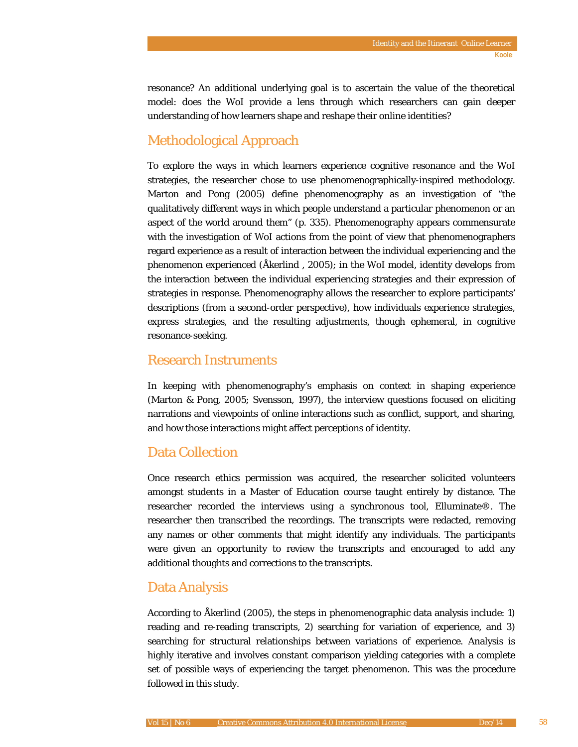resonance? An additional underlying goal is to ascertain the value of the theoretical model: does the WoI provide a lens through which researchers can gain deeper understanding of how learners shape and reshape their online identities?

## Methodological Approach

To explore the ways in which learners experience cognitive resonance and the WoI strategies, the researcher chose to use phenomenographically-inspired methodology. Marton and Pong (2005) define phenomenography as an investigation of "the qualitatively different ways in which people understand a particular phenomenon or an aspect of the world around them" (p. 335). Phenomenography appears commensurate with the investigation of WoI actions from the point of view that phenomenographers regard experience as a result of interaction between the individual experiencing and the phenomenon experienced (Åkerlind , 2005); in the WoI model, identity develops from the interaction between the individual experiencing strategies and their expression of strategies in response. Phenomenography allows the researcher to explore participants' descriptions (from a second-order perspective), how individuals experience strategies, express strategies, and the resulting adjustments, though ephemeral, in cognitive resonance-seeking.

## Research Instruments

In keeping with phenomenography's emphasis on context in shaping experience (Marton & Pong, 2005; Svensson, 1997), the interview questions focused on eliciting narrations and viewpoints of online interactions such as conflict, support, and sharing, and how those interactions might affect perceptions of identity.

## Data Collection

Once research ethics permission was acquired, the researcher solicited volunteers amongst students in a Master of Education course taught entirely by distance. The researcher recorded the interviews using a synchronous tool, Elluminate®. The researcher then transcribed the recordings. The transcripts were redacted, removing any names or other comments that might identify any individuals. The participants were given an opportunity to review the transcripts and encouraged to add any additional thoughts and corrections to the transcripts.

## Data Analysis

According to Åkerlind (2005), the steps in phenomenographic data analysis include: 1) reading and re-reading transcripts, 2) searching for variation of experience, and 3) searching for structural relationships between variations of experience. Analysis is highly iterative and involves constant comparison yielding categories with a complete set of possible ways of experiencing the target phenomenon. This was the procedure followed in this study.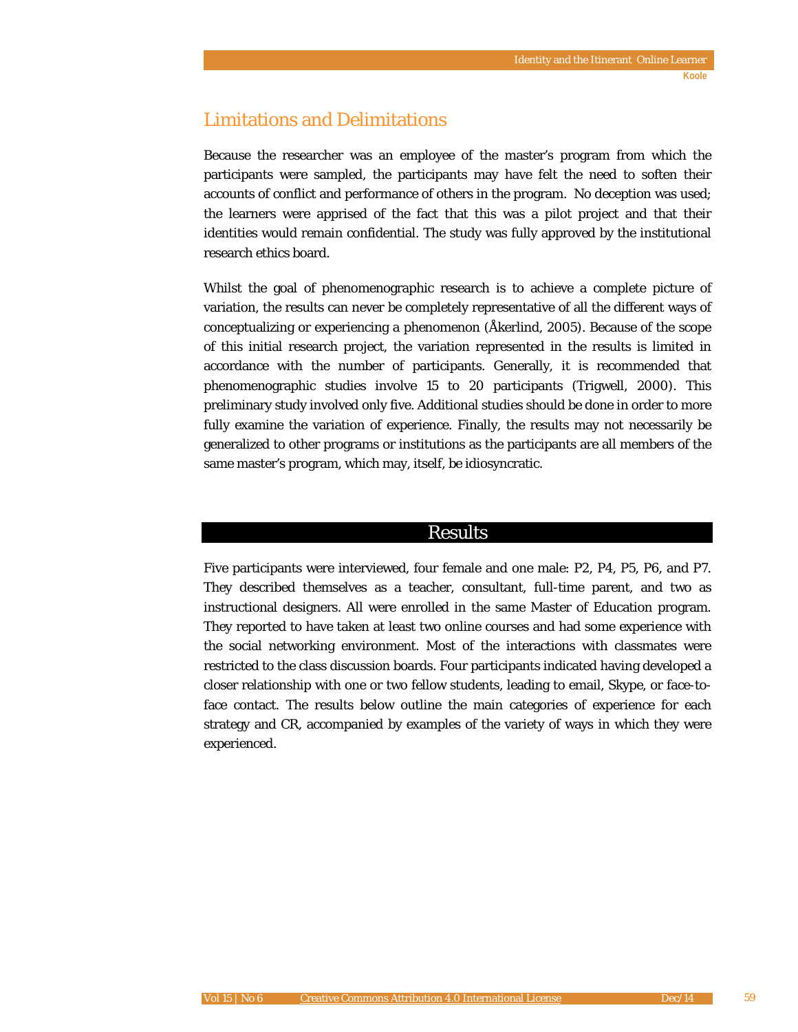## Limitations and Delimitations

Because the researcher was an employee of the master's program from which the participants were sampled, the participants may have felt the need to soften their accounts of conflict and performance of others in the program. No deception was used; the learners were apprised of the fact that this was a pilot project and that their identities would remain confidential. The study was fully approved by the institutional research ethics board.

Whilst the goal of phenomenographic research is to achieve a complete picture of variation, the results can never be completely representative of all the different ways of conceptualizing or experiencing a phenomenon (Åkerlind, 2005). Because of the scope of this initial research project, the variation represented in the results is limited in accordance with the number of participants. Generally, it is recommended that phenomenographic studies involve 15 to 20 participants (Trigwell, 2000). This preliminary study involved only five. Additional studies should be done in order to more fully examine the variation of experience. Finally, the results may not necessarily be generalized to other programs or institutions as the participants are all members of the same master's program, which may, itself, be idiosyncratic.

# Results

Five participants were interviewed, four female and one male: P2, P4, P5, P6, and P7. They described themselves as a teacher, consultant, full-time parent, and two as instructional designers. All were enrolled in the same Master of Education program. They reported to have taken at least two online courses and had some experience with the social networking environment. Most of the interactions with classmates were restricted to the class discussion boards. Four participants indicated having developed a closer relationship with one or two fellow students, leading to email, Skype, or face-to-face contact. The results below outline the main categories of experience for each strategy and CR, accompanied by examples of the variety of ways in which they were experienced.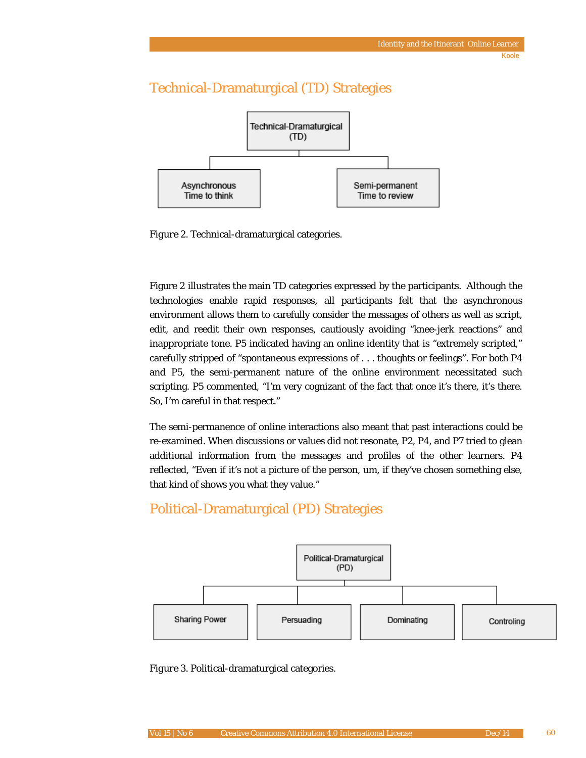## Technical-Dramaturgical (TD) Strategies

Technical-Dramaturgical (TD)

Asynchronous Time to think

Semi-permanent Time to review

*Figure 2*. Technical-dramaturgical categories.

Figure 2 illustrates the main TD categories expressed by the participants. Although the technologies enable rapid responses, all participants felt that the asynchronous environment allows them to carefully consider the messages of others as well as script, edit, and reedit their own responses, cautiously avoiding "knee-jerk reactions" and inappropriate tone. P5 indicated having an online identity that is "extremely scripted," carefully stripped of "spontaneous expressions of . . . thoughts or feelings". For both P4 and P5, the semi-permanent nature of the online environment necessitated such scripting. P5 commented, "I'm very cognizant of the fact that once it's there, it's there. So, I'm careful in that respect."

The semi-permanence of online interactions also meant that past interactions could be re-examined. When discussions or values did not resonate, P2, P4, and P7 tried to glean additional information from the messages and profiles of the other learners. P4 reflected, "Even if it's not a picture of the person, um, if they've chosen something else, that kind of shows you what they value."

## Political-Dramaturgical (PD) Strategies

Political-Dramaturgical (PD)

Sharing Power | Persuading | Dominating | Controling

*Figure 3*. Political-dramaturgical categories.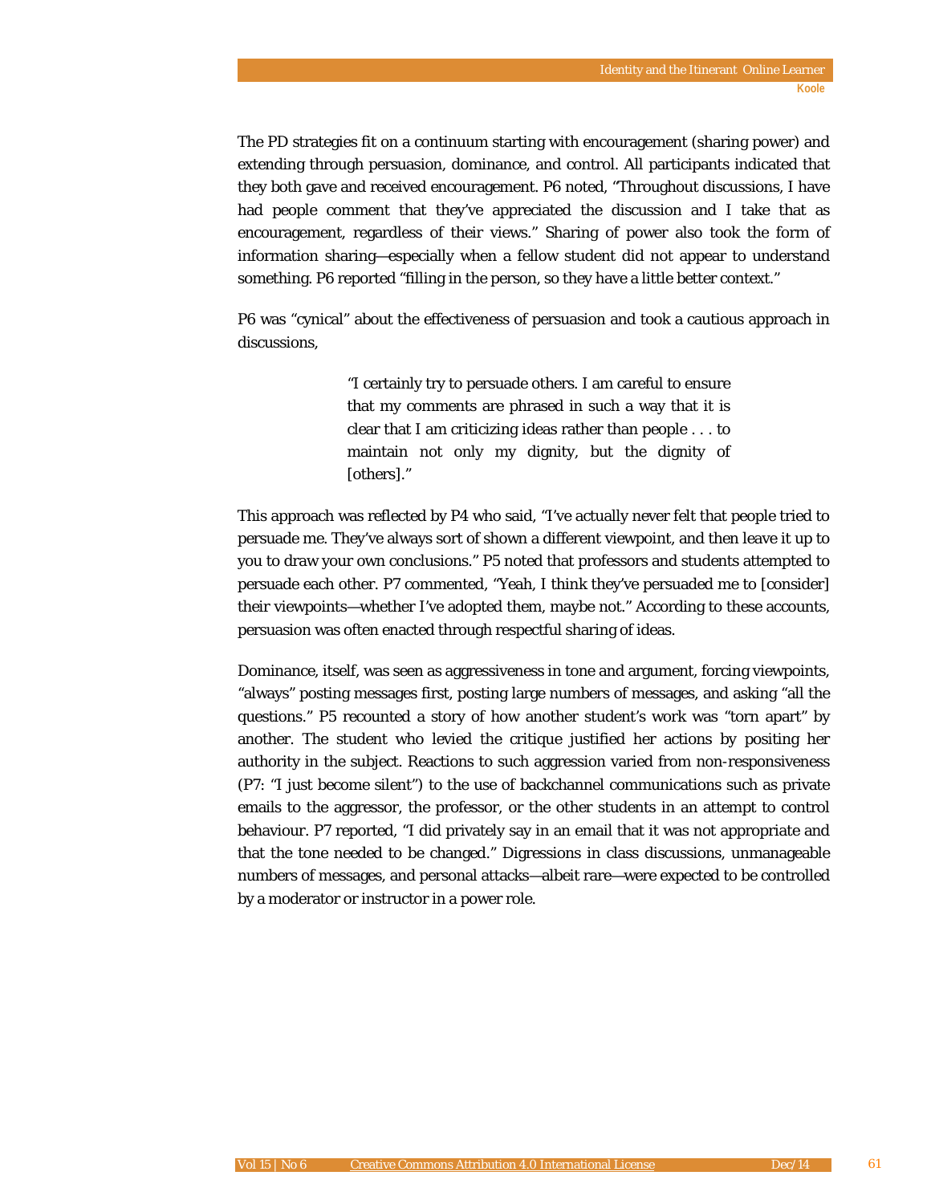The PD strategies fit on a continuum starting with encouragement (sharing power) and extending through persuasion, dominance, and control. All participants indicated that they both gave and received encouragement. P6 noted, "Throughout discussions, I have had people comment that they've appreciated the discussion and I take that as encouragement, regardless of their views." Sharing of power also took the form of information sharing—especially when a fellow student did not appear to understand something. P6 reported "filling in the person, so they have a little better context."

P6 was "cynical" about the effectiveness of persuasion and took a cautious approach in discussions,

> "I certainly try to persuade others. I am careful to ensure that my comments are phrased in such a way that it is clear that I am criticizing ideas rather than people . . . to maintain not only my dignity, but the dignity of [others]."

This approach was reflected by P4 who said, "I've actually never felt that people tried to persuade me. They've always sort of shown a different viewpoint, and then leave it up to you to draw your own conclusions." P5 noted that professors and students attempted to persuade each other. P7 commented, "Yeah, I think they've persuaded me to [consider] their viewpoints—whether I've adopted them, maybe not." According to these accounts, persuasion was often enacted through respectful sharing of ideas.

Dominance, itself, was seen as aggressiveness in tone and argument, forcing viewpoints, "always" posting messages first, posting large numbers of messages, and asking "all the questions." P5 recounted a story of how another student's work was "torn apart" by another. The student who levied the critique justified her actions by positing her authority in the subject. Reactions to such aggression varied from non-responsiveness (P7: "I just become silent") to the use of backchannel communications such as private emails to the aggressor, the professor, or the other students in an attempt to control behaviour. P7 reported, "I did privately say in an email that it was not appropriate and that the tone needed to be changed." Digressions in class discussions, unmanageable numbers of messages, and personal attacks—albeit rare—were expected to be controlled by a moderator or instructor in a power role.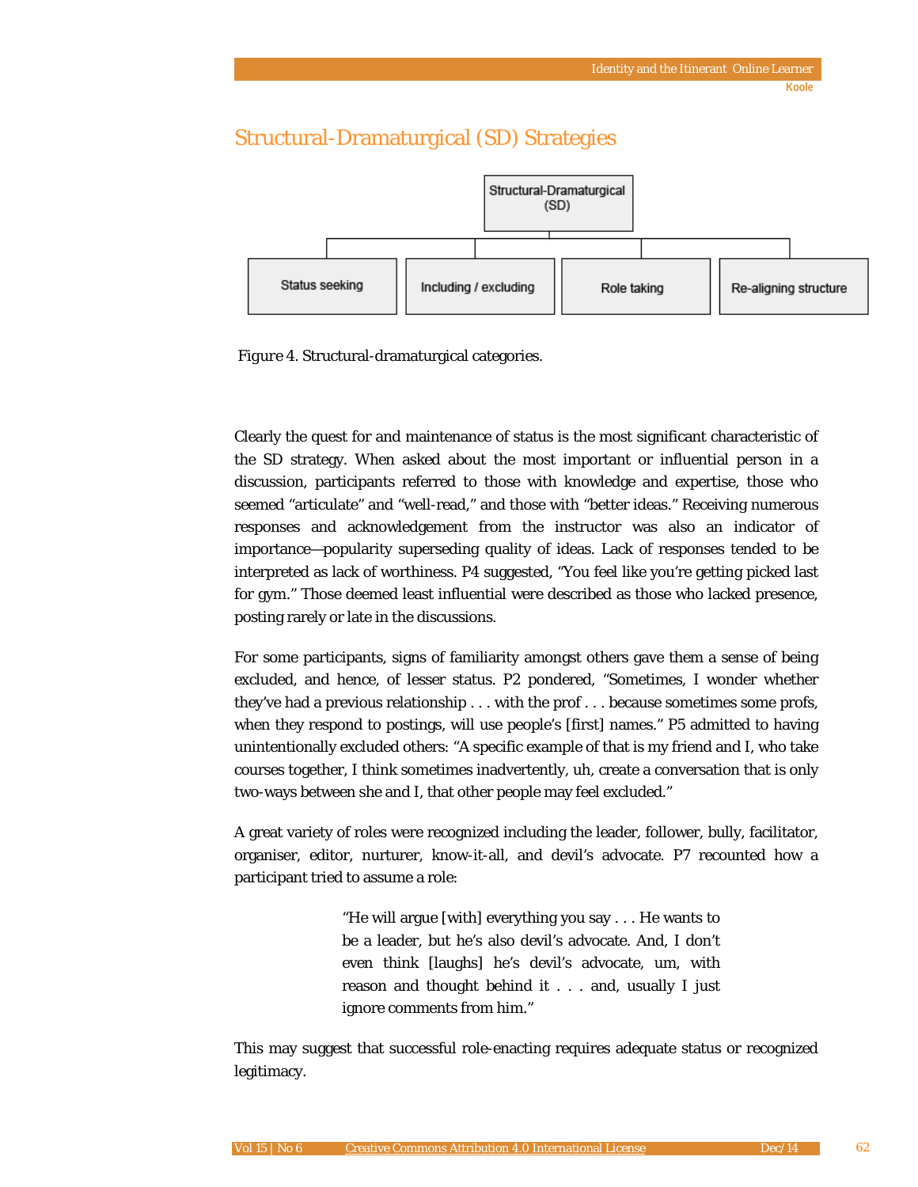## Structural-Dramaturgical (SD) Strategies

Structural-Dramaturgical (SD)

Status seeking | Including / excluding | Role taking | Re-aligning structure

*Figure 4.* Structural-dramaturgical categories.

Clearly the quest for and maintenance of status is the most significant characteristic of the SD strategy. When asked about the most important or influential person in a discussion, participants referred to those with knowledge and expertise, those who seemed "articulate" and "well-read," and those with "better ideas." Receiving numerous responses and acknowledgement from the instructor was also an indicator of importance—popularity superseding quality of ideas. Lack of responses tended to be interpreted as lack of worthiness. P4 suggested, "You feel like you're getting picked last for gym." Those deemed least influential were described as those who lacked presence, posting rarely or late in the discussions.

For some participants, signs of familiarity amongst others gave them a sense of being excluded, and hence, of lesser status. P2 pondered, "Sometimes, I wonder whether they've had a previous relationship . . . with the prof . . . because sometimes some profs, when they respond to postings, will use people's [first] names." P5 admitted to having unintentionally excluded others: "A specific example of that is my friend and I, who take courses together, I think sometimes inadvertently, uh, create a conversation that is only two-ways between she and I, that other people may feel excluded."

A great variety of roles were recognized including the leader, follower, bully, facilitator, organiser, editor, nurturer, know-it-all, and devil's advocate. P7 recounted how a participant tried to assume a role:

> "He will argue [with] everything you say . . . He wants to be a leader, but he's also devil's advocate. And, I don't even think [laughs] he's devil's advocate, um, with reason and thought behind it . . . and, usually I just ignore comments from him."

This may suggest that successful role-enacting requires adequate status or recognized legitimacy.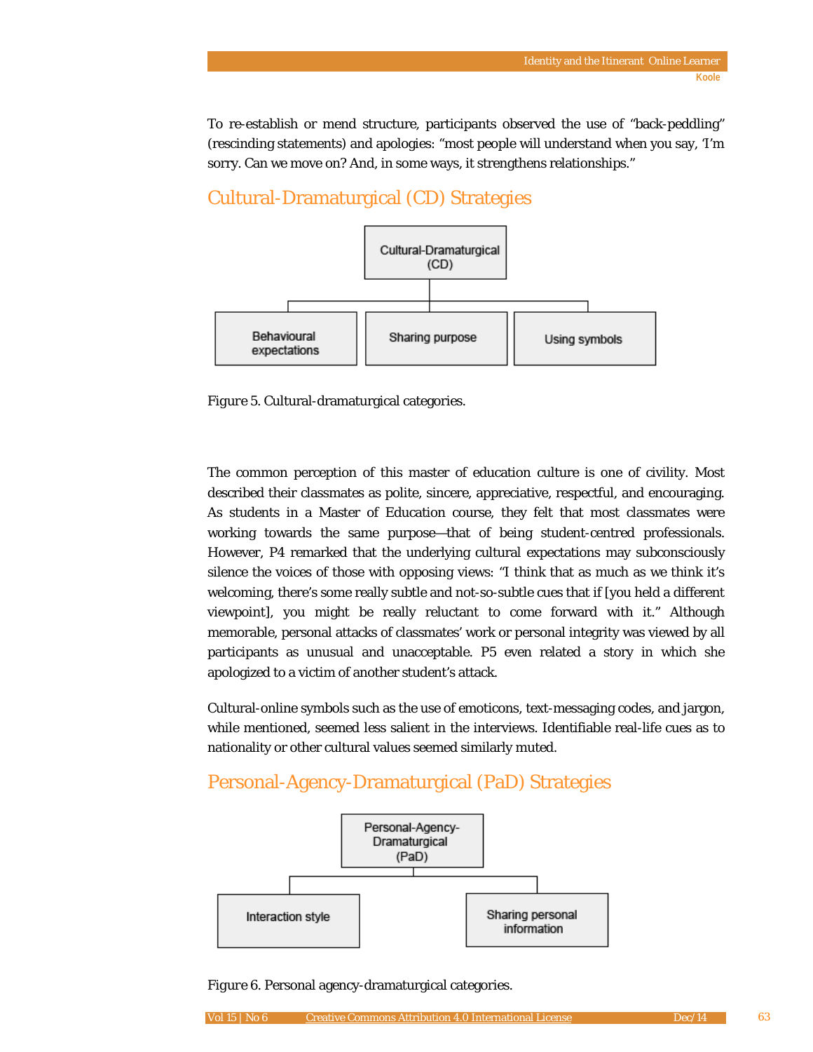To re-establish or mend structure, participants observed the use of "back-peddling" (rescinding statements) and apologies: "most people will understand when you say, 'I'm sorry. Can we move on? And, in some ways, it strengthens relationships."

## Cultural-Dramaturgical (CD) Strategies

Cultural-Dramaturgical (CD)

Behavioural expectations | Sharing purpose | Using symbols

*Figure 5.* Cultural-dramaturgical categories.

The common perception of this master of education culture is one of civility. Most described their classmates as polite, sincere, appreciative, respectful, and encouraging. As students in a Master of Education course, they felt that most classmates were working towards the same purpose—that of being student-centred professionals. However, P4 remarked that the underlying cultural expectations may subconsciously silence the voices of those with opposing views: "I think that as much as we think it's welcoming, there's some really subtle and not-so-subtle cues that if [you held a different viewpoint], you might be really reluctant to come forward with it." Although memorable, personal attacks of classmates' work or personal integrity was viewed by all participants as unusual and unacceptable. P5 even related a story in which she apologized to a victim of another student's attack.

Cultural-online symbols such as the use of emoticons, text-messaging codes, and jargon, while mentioned, seemed less salient in the interviews. Identifiable real-life cues as to nationality or other cultural values seemed similarly muted.

## Personal-Agency-Dramaturgical (PaD) Strategies

Personal-Agency-Dramaturgical (PaD)

Interaction style | Sharing personal information

*Figure 6.* Personal agency-dramaturgical categories.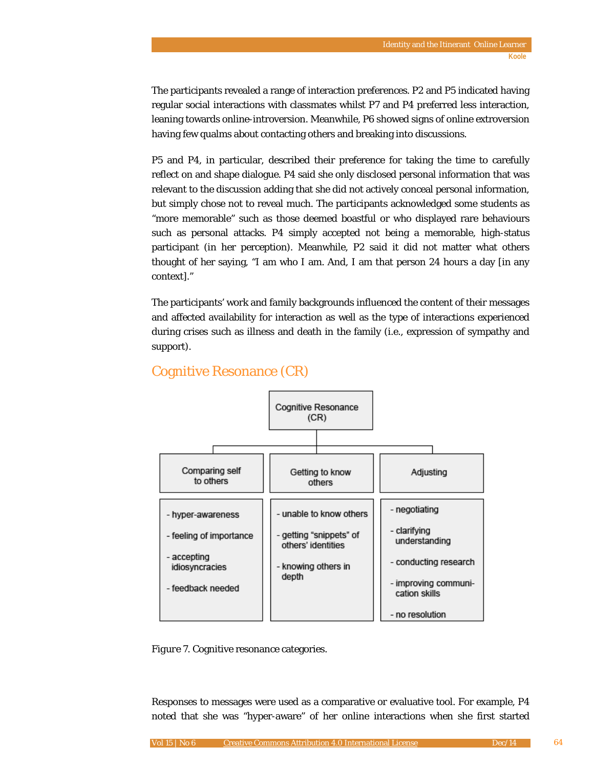The participants revealed a range of interaction preferences. P2 and P5 indicated having regular social interactions with classmates whilst P7 and P4 preferred less interaction, leaning towards online-introversion. Meanwhile, P6 showed signs of online extroversion having few qualms about contacting others and breaking into discussions.

P5 and P4, in particular, described their preference for taking the time to carefully reflect on and shape dialogue. P4 said she only disclosed personal information that was relevant to the discussion adding that she did not actively conceal personal information, but simply chose not to reveal much. The participants acknowledged some students as "more memorable" such as those deemed boastful or who displayed rare behaviours such as personal attacks. P4 simply accepted not being a memorable, high-status participant (in her perception). Meanwhile, P2 said it did not matter what others thought of her saying, "I am who I am. And, I am that person 24 hours a day [in any context]."

The participants' work and family backgrounds influenced the content of their messages and affected availability for interaction as well as the type of interactions experienced during crises such as illness and death in the family (i.e., expression of sympathy and support).

## Cognitive Resonance (CR)

Cognitive Resonance (CR)

| Comparing self to others | Getting to know others | Adjusting |
|---|---|---|
| - hyper-awareness<br>- feeling of importance<br>- accepting idiosyncracies<br>- feedback needed | - unable to know others<br>- getting "snippets" of others' identities<br>- knowing others in depth | - negotiating<br>- clarifying understanding<br>- conducting research<br>- improving communication skills<br>- no resolution |

*Figure 7.* Cognitive resonance categories.

Responses to messages were used as a comparative or evaluative tool. For example, P4 noted that she was "hyper-aware" of her online interactions when she first started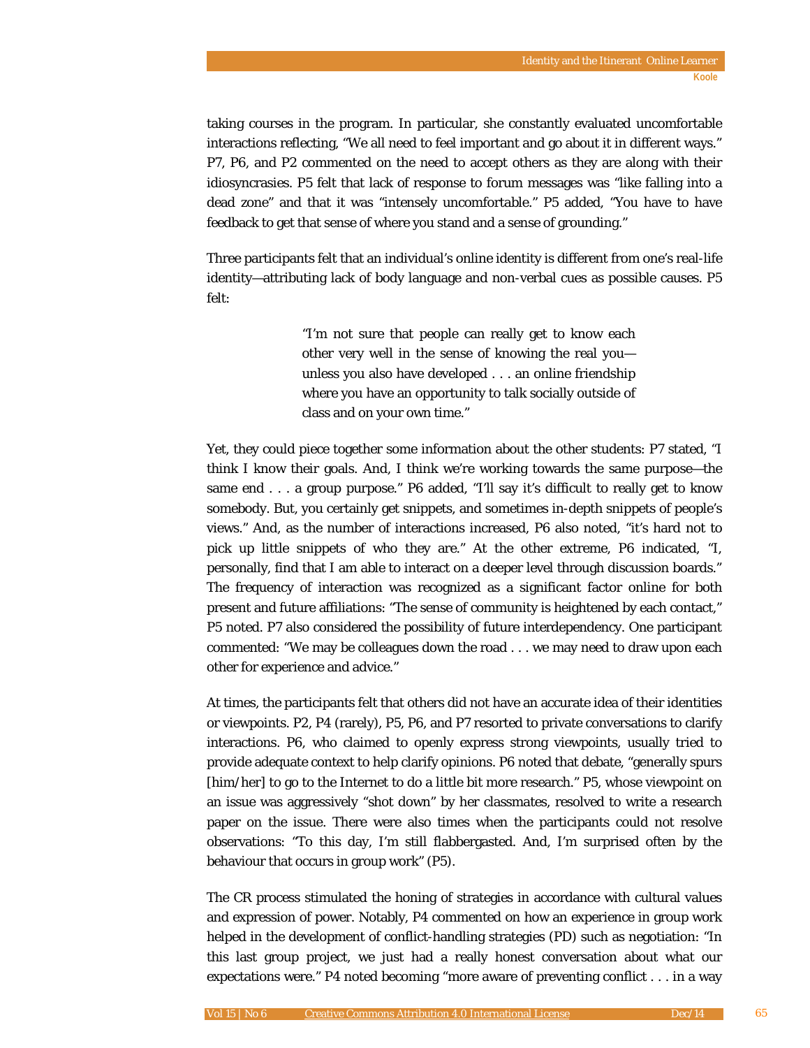taking courses in the program. In particular, she constantly evaluated uncomfortable interactions reflecting, “We all need to feel important and go about it in different ways.” P7, P6, and P2 commented on the need to accept others as they are along with their idiosyncrasies. P5 felt that lack of response to forum messages was “like falling into a dead zone” and that it was “intensely uncomfortable.” P5 added, “You have to have feedback to get that sense of where you stand and a sense of grounding.”

Three participants felt that an individual’s online identity is different from one’s real-life identity—attributing lack of body language and non-verbal cues as possible causes. P5 felt:

> “I’m not sure that people can really get to know each other very well in the sense of knowing the real you—unless you also have developed . . . an online friendship where you have an opportunity to talk socially outside of class and on your own time.”

Yet, they could piece together some information about the other students: P7 stated, “I think I know their goals. And, I think we’re working towards the same purpose—the same end . . . a group purpose.” P6 added, “I’ll say it’s difficult to really get to know somebody. But, you certainly get snippets, and sometimes in-depth snippets of people’s views.” And, as the number of interactions increased, P6 also noted, “it’s hard not to pick up little snippets of who they are.” At the other extreme, P6 indicated, “I, personally, find that I am able to interact on a deeper level through discussion boards.” The frequency of interaction was recognized as a significant factor online for both present and future affiliations: “The sense of community is heightened by each contact,” P5 noted. P7 also considered the possibility of future interdependency. One participant commented: “We may be colleagues down the road . . . we may need to draw upon each other for experience and advice.”

At times, the participants felt that others did not have an accurate idea of their identities or viewpoints. P2, P4 (rarely), P5, P6, and P7 resorted to private conversations to clarify interactions. P6, who claimed to openly express strong viewpoints, usually tried to provide adequate context to help clarify opinions. P6 noted that debate, “generally spurs [him/her] to go to the Internet to do a little bit more research.” P5, whose viewpoint on an issue was aggressively “shot down” by her classmates, resolved to write a research paper on the issue. There were also times when the participants could not resolve observations: “To this day, I’m still flabbergasted. And, I’m surprised often by the behaviour that occurs in group work” (P5).

The CR process stimulated the honing of strategies in accordance with cultural values and expression of power. Notably, P4 commented on how an experience in group work helped in the development of conflict-handling strategies (PD) such as negotiation: “In this last group project, we just had a really honest conversation about what our expectations were.” P4 noted becoming “more aware of preventing conflict . . . in a way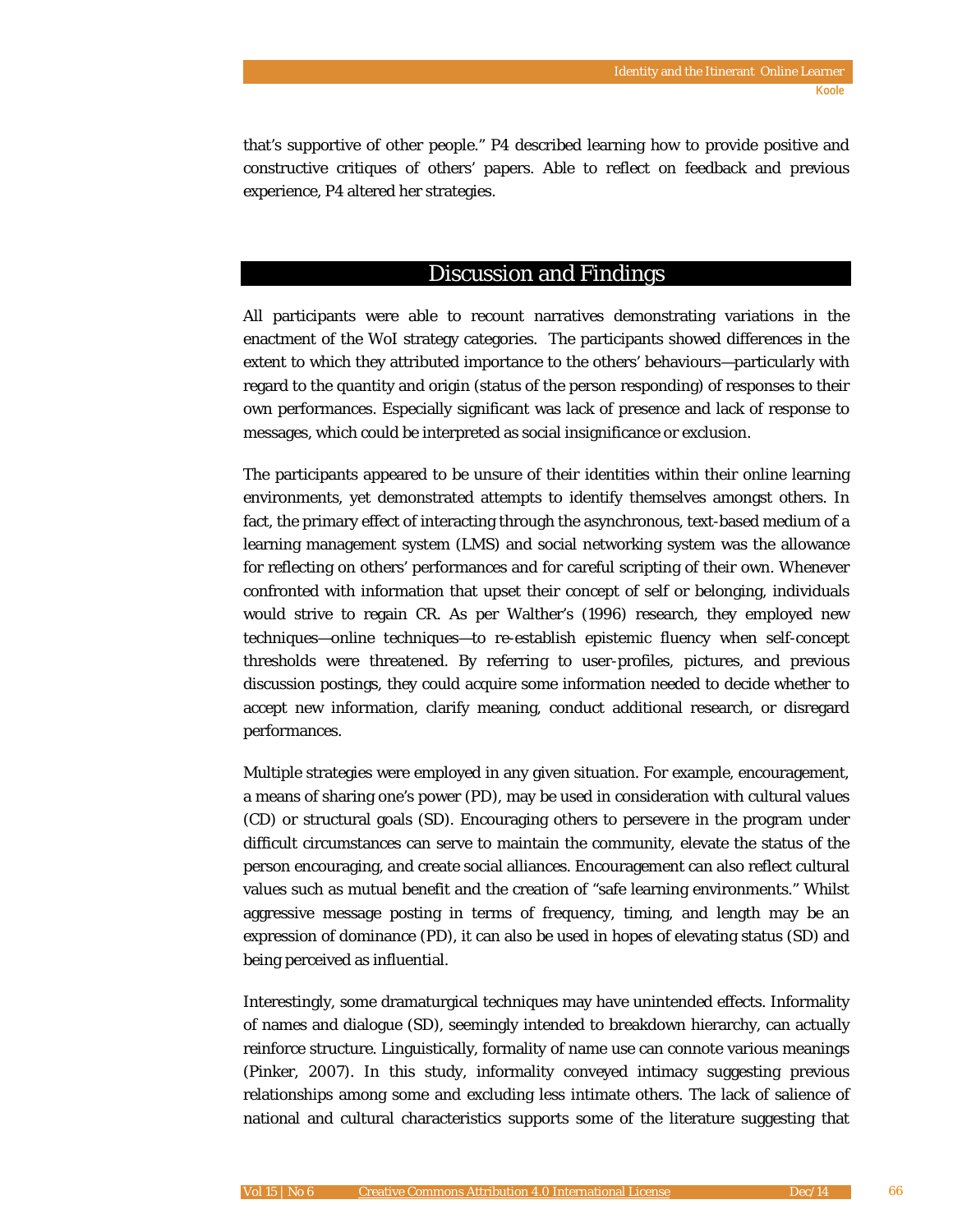that's supportive of other people." P4 described learning how to provide positive and constructive critiques of others' papers. Able to reflect on feedback and previous experience, P4 altered her strategies.

## Discussion and Findings

All participants were able to recount narratives demonstrating variations in the enactment of the WoI strategy categories. The participants showed differences in the extent to which they attributed importance to the others' behaviours—particularly with regard to the quantity and origin (status of the person responding) of responses to their own performances. Especially significant was lack of presence and lack of response to messages, which could be interpreted as social insignificance or exclusion.

The participants appeared to be unsure of their identities within their online learning environments, yet demonstrated attempts to identify themselves amongst others. In fact, the primary effect of interacting through the asynchronous, text-based medium of a learning management system (LMS) and social networking system was the allowance for reflecting on others' performances and for careful scripting of their own. Whenever confronted with information that upset their concept of self or belonging, individuals would strive to regain CR. As per Walther's (1996) research, they employed new techniques—online techniques—to re-establish epistemic fluency when self-concept thresholds were threatened. By referring to user-profiles, pictures, and previous discussion postings, they could acquire some information needed to decide whether to accept new information, clarify meaning, conduct additional research, or disregard performances.

Multiple strategies were employed in any given situation. For example, encouragement, a means of sharing one's power (PD), may be used in consideration with cultural values (CD) or structural goals (SD). Encouraging others to persevere in the program under difficult circumstances can serve to maintain the community, elevate the status of the person encouraging, and create social alliances. Encouragement can also reflect cultural values such as mutual benefit and the creation of "safe learning environments." Whilst aggressive message posting in terms of frequency, timing, and length may be an expression of dominance (PD), it can also be used in hopes of elevating status (SD) and being perceived as influential.

Interestingly, some dramaturgical techniques may have unintended effects. Informality of names and dialogue (SD), seemingly intended to breakdown hierarchy, can actually reinforce structure. Linguistically, formality of name use can connote various meanings (Pinker, 2007). In this study, informality conveyed intimacy suggesting previous relationships among some and excluding less intimate others. The lack of salience of national and cultural characteristics supports some of the literature suggesting that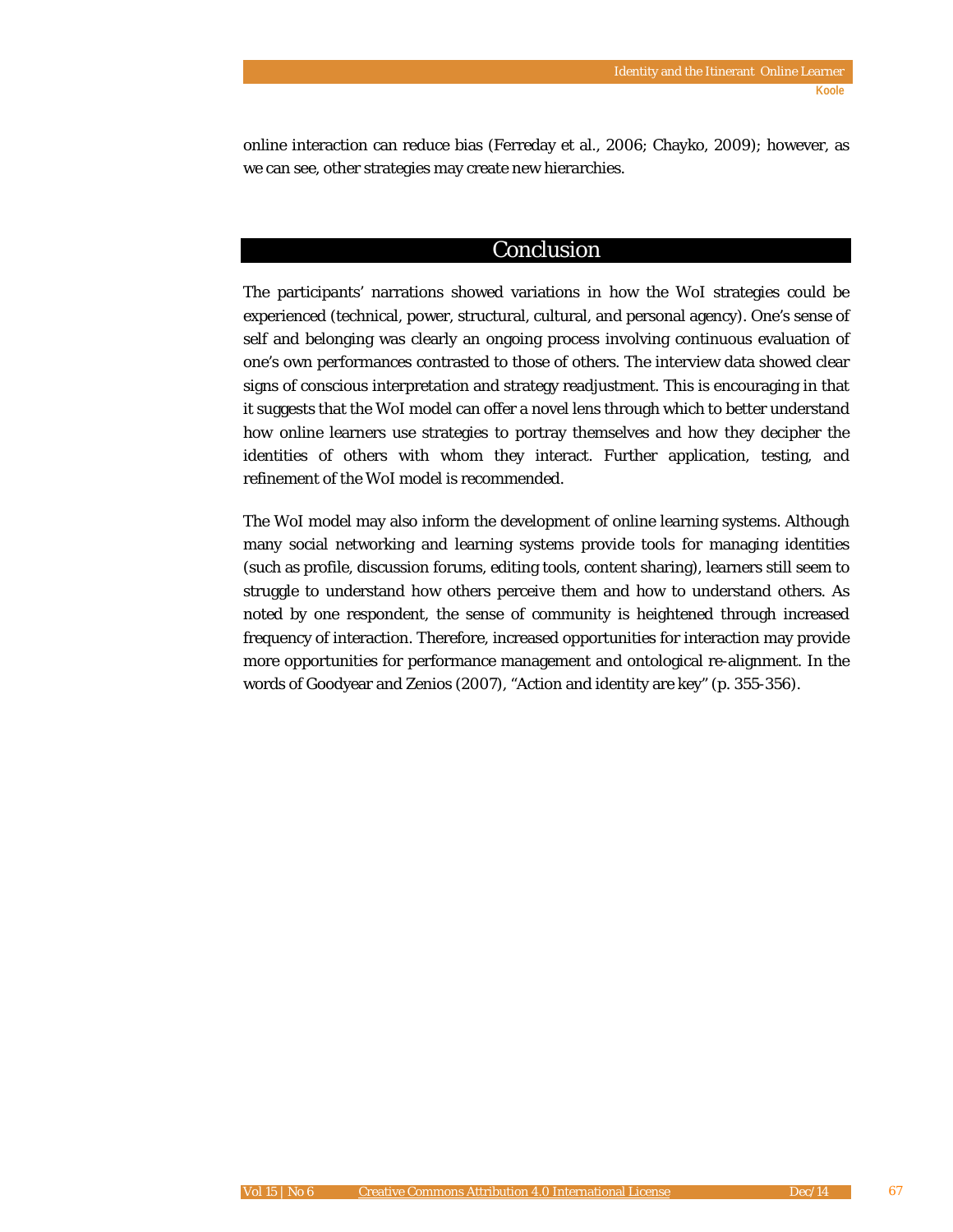online interaction can reduce bias (Ferreday et al., 2006; Chayko, 2009); however, as we can see, other strategies may create new hierarchies.

## Conclusion

The participants' narrations showed variations in how the WoI strategies could be experienced (technical, power, structural, cultural, and personal agency). One's sense of self and belonging was clearly an ongoing process involving continuous evaluation of one's own performances contrasted to those of others. The interview data showed clear signs of conscious interpretation and strategy readjustment. This is encouraging in that it suggests that the WoI model can offer a novel lens through which to better understand how online learners use strategies to portray themselves and how they decipher the identities of others with whom they interact. Further application, testing, and refinement of the WoI model is recommended.

The WoI model may also inform the development of online learning systems. Although many social networking and learning systems provide tools for managing identities (such as profile, discussion forums, editing tools, content sharing), learners still seem to struggle to understand how others perceive them and how to understand others. As noted by one respondent, the sense of community is heightened through increased frequency of interaction. Therefore, increased opportunities for interaction may provide more opportunities for performance management and ontological re-alignment. In the words of Goodyear and Zenios (2007), "Action and identity are key" (p. 355-356).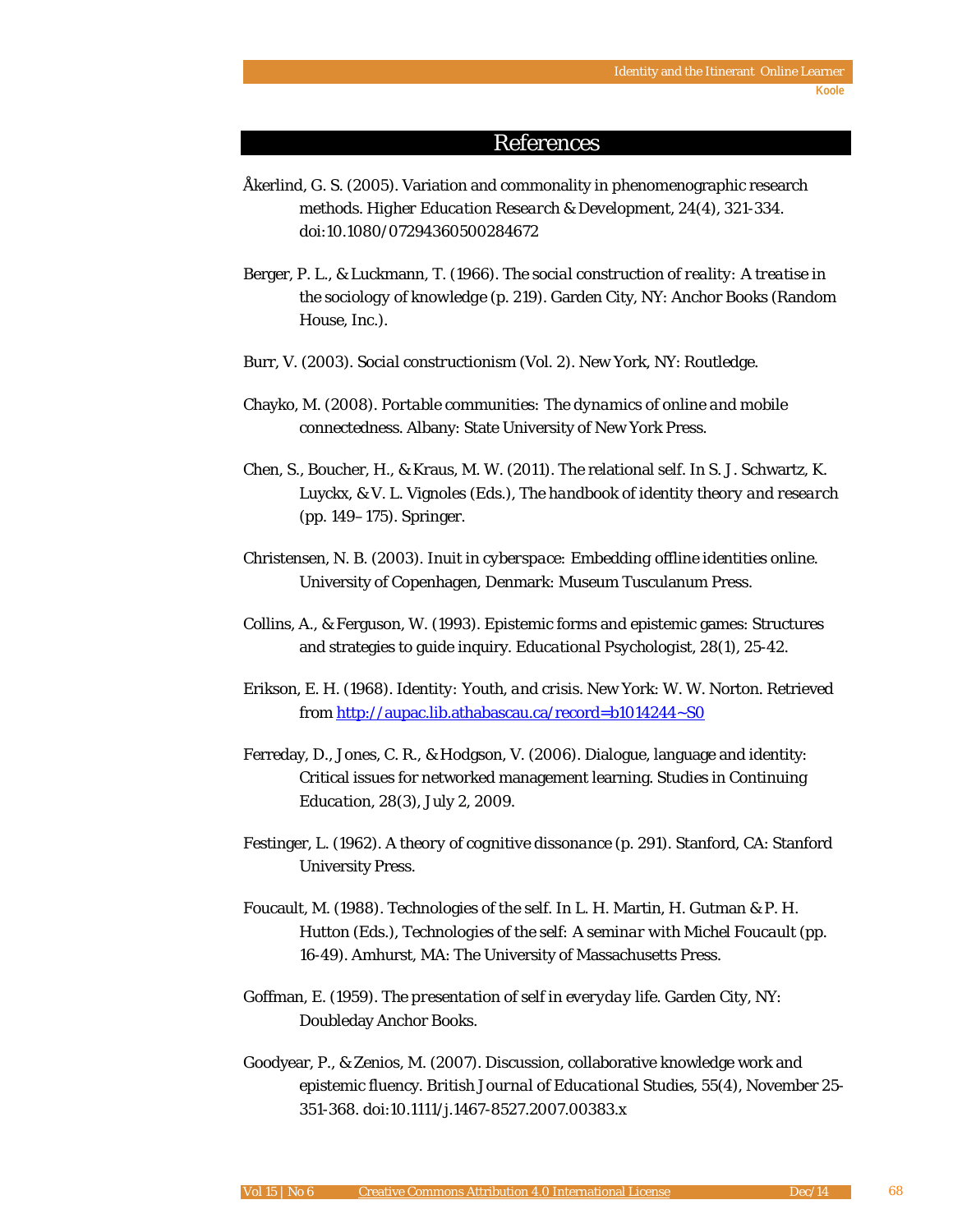# References

Åkerlind, G. S. (2005). Variation and commonality in phenomenographic research methods. *Higher Education Research & Development*, *24*(4), 321-334. doi:10.1080/07294360500284672

Berger, P. L., & Luckmann, T. (1966). *The social construction of reality: A treatise in the sociology of knowledge* (p. 219). Garden City, NY: Anchor Books (Random House, Inc.).

Burr, V. (2003). *Social constructionism* (Vol. 2). New York, NY: Routledge.

Chayko, M. (2008). *Portable communities: The dynamics of online and mobile connectedness*. Albany: State University of New York Press.

Chen, S., Boucher, H., & Kraus, M. W. (2011). The relational self. In S. J. Schwartz, K. Luyckx, & V. L. Vignoles (Eds.), *The handbook of identity theory and research* (pp. 149–175). Springer.

Christensen, N. B. (2003). *Inuit in cyberspace: Embedding offline identities online*. University of Copenhagen, Denmark: Museum Tusculanum Press.

Collins, A., & Ferguson, W. (1993). Epistemic forms and epistemic games: Structures and strategies to guide inquiry. *Educational Psychologist*, *28*(1), 25-42.

Erikson, E. H. (1968). *Identity: Youth, and crisis*. New York: W. W. Norton. Retrieved from http://aupac.lib.athabascau.ca/record=b1014244~S0

Ferreday, D., Jones, C. R., & Hodgson, V. (2006). Dialogue, language and identity: Critical issues for networked management learning. Studies in Continuing Education, 28(3), July 2, 2009.

Festinger, L. (1962). *A theory of cognitive dissonance* (p. 291). Stanford, CA: Stanford University Press.

Foucault, M. (1988). Technologies of the self. In L. H. Martin, H. Gutman & P. H. Hutton (Eds.), *Technologies of the self: A seminar with Michel Foucault* (pp. 16-49). Amhurst, MA: The University of Massachusetts Press.

Goffman, E. (1959). *The presentation of self in everyday life*. Garden City, NY: Doubleday Anchor Books.

Goodyear, P., & Zenios, M. (2007). Discussion, collaborative knowledge work and epistemic fluency. *British Journal of Educational Studies, 55*(4), November 25-351-368. doi:10.1111/j.1467-8527.2007.00383.x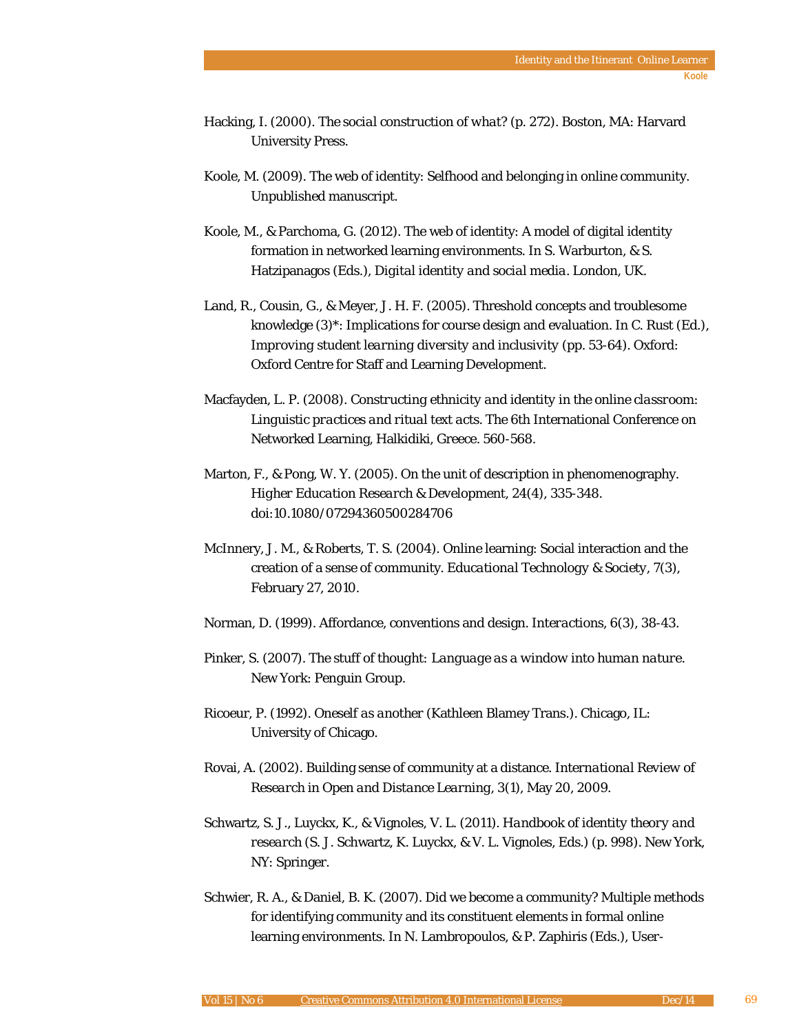Hacking, I. (2000). *The social construction of what?* (p. 272). Boston, MA: Harvard University Press.

Koole, M. (2009). The web of identity: Selfhood and belonging in online community. Unpublished manuscript.

Koole, M., & Parchoma, G. (2012). The web of identity: A model of digital identity formation in networked learning environments. In S. Warburton, & S. Hatzipanagos (Eds.), *Digital identity and social media*. London, UK.

Land, R., Cousin, G., & Meyer, J. H. F. (2005). Threshold concepts and troublesome knowledge (3)*: Implications for course design and evaluation. In C. Rust (Ed.), *Improving student learning diversity and inclusivity* (pp. 53-64). Oxford: Oxford Centre for Staff and Learning Development.

Macfayden, L. P. (2008). *Constructing ethnicity and identity in the online classroom: Linguistic practices and ritual text acts.* The 6th International Conference on Networked Learning, Halkidiki, Greece. 560-568.

Marton, F., & Pong, W. Y. (2005). On the unit of description in phenomenography. *Higher Education Research & Development, 24*(4), 335-348. doi:10.1080/07294360500284706

McInnery, J. M., & Roberts, T. S. (2004). Online learning: Social interaction and the creation of a sense of community. *Educational Technology & Society, 7*(3), February 27, 2010.

Norman, D. (1999). Affordance, conventions and design. *Interactions, 6*(3), 38-43.

Pinker, S. (2007). *The stuff of thought: Language as a window into human nature.* New York: Penguin Group.

Ricoeur, P. (1992). *Oneself as another* (Kathleen Blamey Trans.). Chicago, IL: University of Chicago.

Rovai, A. (2002). Building sense of community at a distance. *International Review of Research in Open and Distance Learning, 3*(1), May 20, 2009.

Schwartz, S. J., Luyckx, K., & Vignoles, V. L. (2011). *Handbook of identity theory and research* (S. J. Schwartz, K. Luyckx, & V. L. Vignoles, Eds.) (p. 998). New York, NY: Springer.

Schwier, R. A., & Daniel, B. K. (2007). Did we become a community? Multiple methods for identifying community and its constituent elements in formal online learning environments. In N. Lambropoulos, & P. Zaphiris (Eds.), User-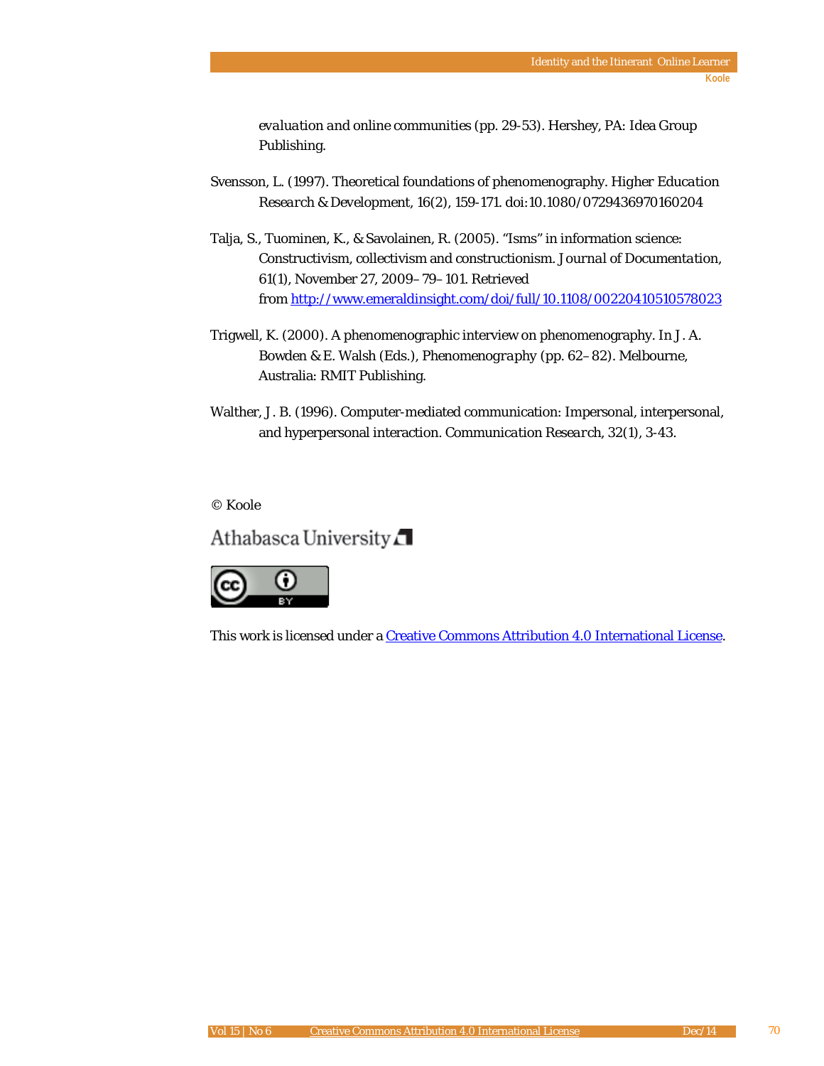*evaluation and online communities* (pp. 29-53). Hershey, PA: Idea Group Publishing.

Svensson, L. (1997). Theoretical foundations of phenomenography. *Higher Education Research & Development, 16*(2), 159-171. doi:10.1080/0729436970160204

Talja, S., Tuominen, K., & Savolainen, R. (2005). "Isms" in information science: Constructivism, collectivism and constructionism. *Journal of Documentation, 61*(1), November 27, 2009–79–101. Retrieved from http://www.emeraldinsight.com/doi/full/10.1108/00220410510578023

Trigwell, K. (2000). A phenomenographic interview on phenomenography. In J. A. Bowden & E. Walsh (Eds.), *Phenomenography* (pp. 62–82). Melbourne, Australia: RMIT Publishing.

Walther, J. B. (1996). Computer-mediated communication: Impersonal, interpersonal, and hyperpersonal interaction. *Communication Research, 32*(1), 3-43.

© Koole

Athabasca University

This work is licensed under a Creative Commons Attribution 4.0 International License.